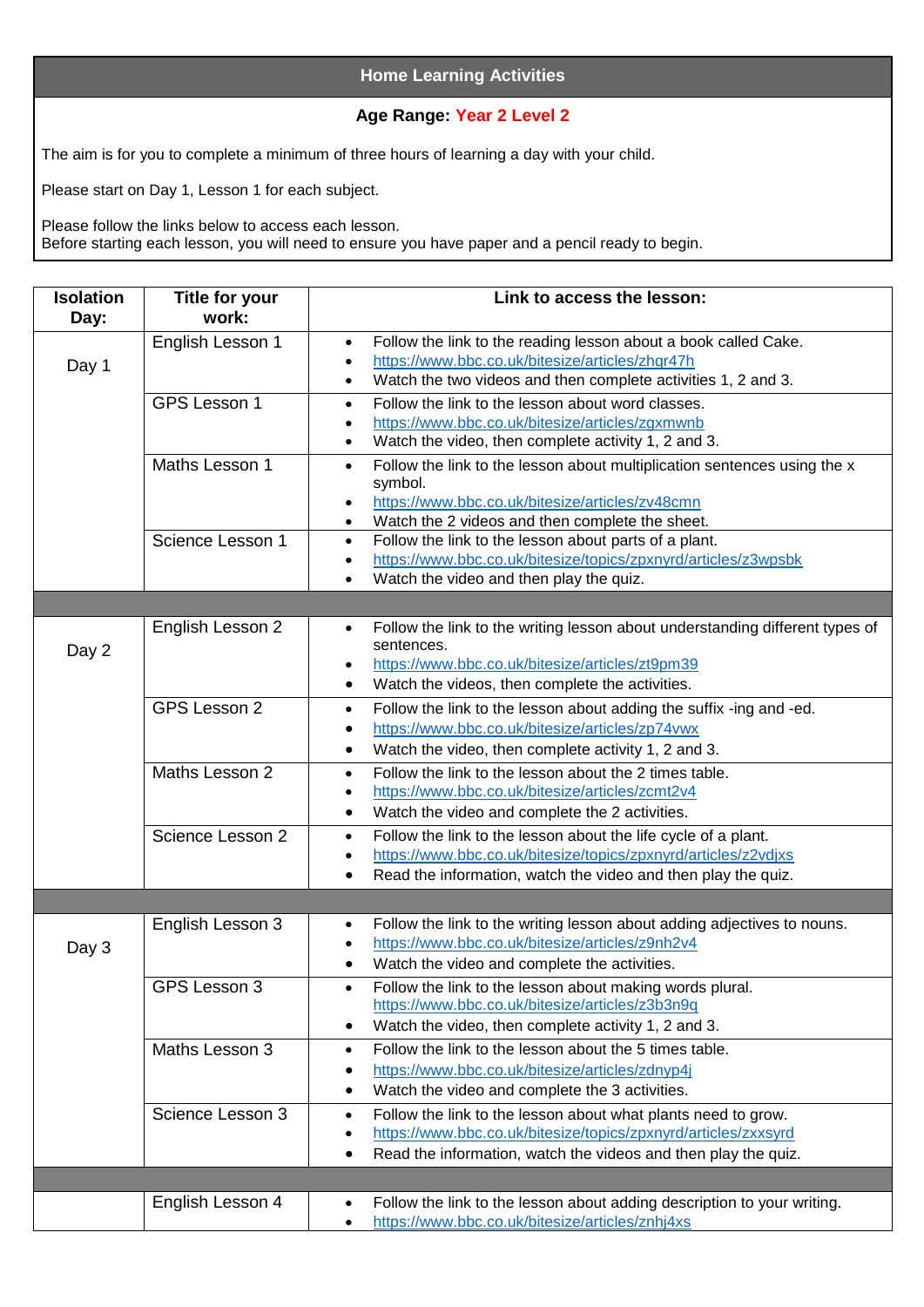## Home Learning Activities

**Age Range: Year 2 Level 2**

The aim is for you to complete a minimum of three hours of learning a day with your child.

Please start on Day 1, Lesson 1 for each subject.

Please follow the links below to access each lesson.
Before starting each lesson, you will need to ensure you have paper and a pencil ready to begin.

| Isolation Day: | Title for your work: | Link to access the lesson: |
|---|---|---|
| Day 1 | English Lesson 1 | • Follow the link to the reading lesson about a book called Cake.<br>• https://www.bbc.co.uk/bitesize/articles/zhqr47h<br>• Watch the two videos and then complete activities 1, 2 and 3. |
| | GPS Lesson 1 | • Follow the link to the lesson about word classes.<br>• https://www.bbc.co.uk/bitesize/articles/zgxmwnb<br>• Watch the video, then complete activity 1, 2 and 3. |
| | Maths Lesson 1 | • Follow the link to the lesson about multiplication sentences using the x symbol.<br>• https://www.bbc.co.uk/bitesize/articles/zv48cmn<br>• Watch the 2 videos and then complete the sheet. |
| | Science Lesson 1 | • Follow the link to the lesson about parts of a plant.<br>• https://www.bbc.co.uk/bitesize/topics/zpxnyrd/articles/z3wpsbk<br>• Watch the video and then play the quiz. |
| | | |
| Day 2 | English Lesson 2 | • Follow the link to the writing lesson about understanding different types of sentences.<br>• https://www.bbc.co.uk/bitesize/articles/zt9pm39<br>• Watch the videos, then complete the activities. |
| | GPS Lesson 2 | • Follow the link to the lesson about adding the suffix -ing and -ed.<br>• https://www.bbc.co.uk/bitesize/articles/zp74vwx<br>• Watch the video, then complete activity 1, 2 and 3. |
| | Maths Lesson 2 | • Follow the link to the lesson about the 2 times table.<br>• https://www.bbc.co.uk/bitesize/articles/zcmt2v4<br>• Watch the video and complete the 2 activities. |
| | Science Lesson 2 | • Follow the link to the lesson about the life cycle of a plant.<br>• https://www.bbc.co.uk/bitesize/topics/zpxnyrd/articles/z2vdjxs<br>• Read the information, watch the video and then play the quiz. |
| | | |
| Day 3 | English Lesson 3 | • Follow the link to the writing lesson about adding adjectives to nouns.<br>• https://www.bbc.co.uk/bitesize/articles/z9nh2v4<br>• Watch the video and complete the activities. |
| | GPS Lesson 3 | • Follow the link to the lesson about making words plural. https://www.bbc.co.uk/bitesize/articles/z3b3n9q<br>• Watch the video, then complete activity 1, 2 and 3. |
| | Maths Lesson 3 | • Follow the link to the lesson about the 5 times table.<br>• https://www.bbc.co.uk/bitesize/articles/zdnyp4j<br>• Watch the video and complete the 3 activities. |
| | Science Lesson 3 | • Follow the link to the lesson about what plants need to grow.<br>• https://www.bbc.co.uk/bitesize/topics/zpxnyrd/articles/zxxsyrd<br>• Read the information, watch the videos and then play the quiz. |
| | | |
| | English Lesson 4 | • Follow the link to the lesson about adding description to your writing.<br>• https://www.bbc.co.uk/bitesize/articles/znhj4xs |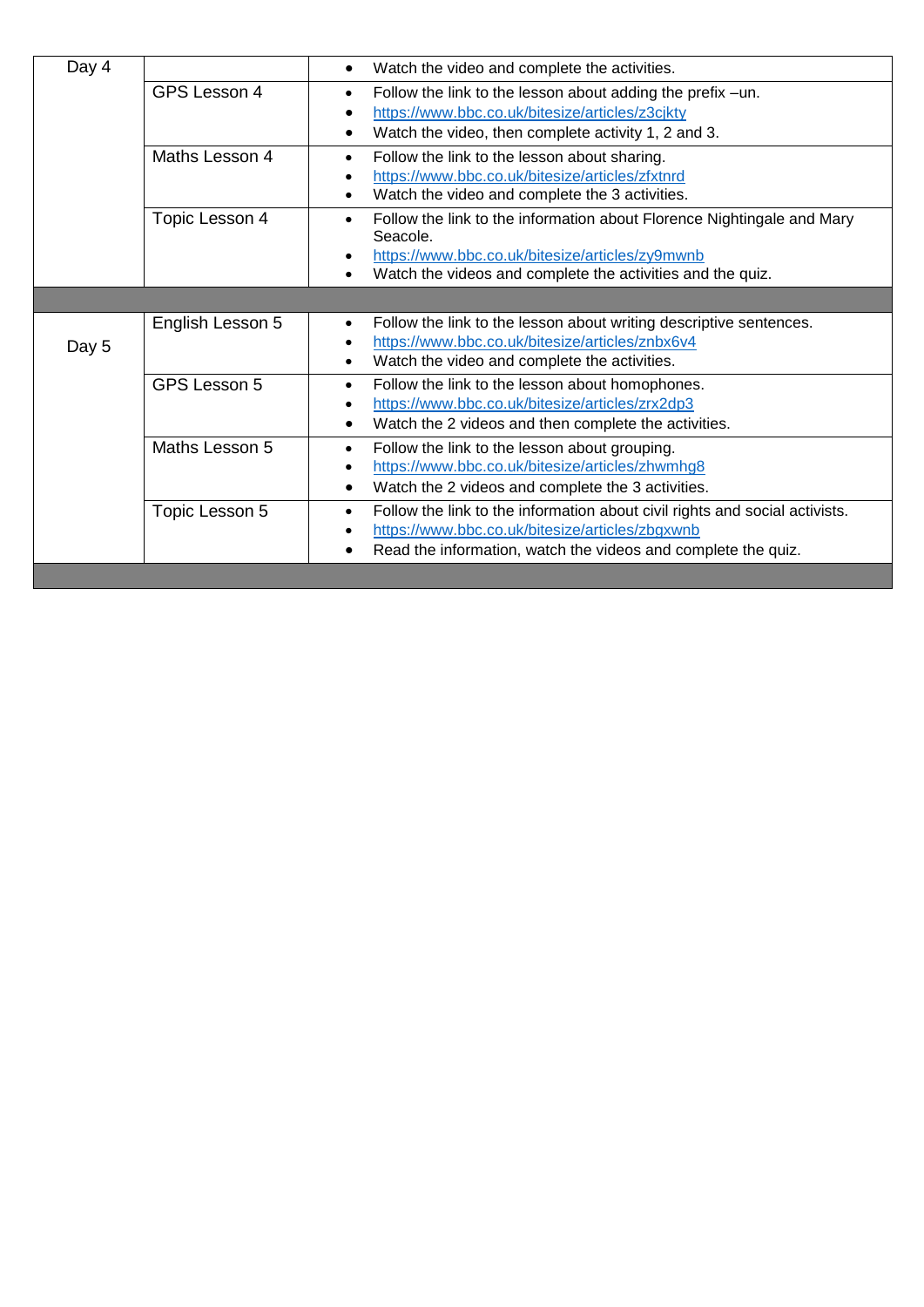| | | |
|---|---|---|
| Day 4 | | • Watch the video and complete the activities. |
| | GPS Lesson 4 | • Follow the link to the lesson about adding the prefix –un.<br>• https://www.bbc.co.uk/bitesize/articles/z3cjkty<br>• Watch the video, then complete activity 1, 2 and 3. |
| | Maths Lesson 4 | • Follow the link to the lesson about sharing.<br>• https://www.bbc.co.uk/bitesize/articles/zfxtnrd<br>• Watch the video and complete the 3 activities. |
| | Topic Lesson 4 | • Follow the link to the information about Florence Nightingale and Mary Seacole.<br>• https://www.bbc.co.uk/bitesize/articles/zy9mwnb<br>• Watch the videos and complete the activities and the quiz. |
| | | |
| Day 5 | English Lesson 5 | • Follow the link to the lesson about writing descriptive sentences.<br>• https://www.bbc.co.uk/bitesize/articles/znbx6v4<br>• Watch the video and complete the activities. |
| | GPS Lesson 5 | • Follow the link to the lesson about homophones.<br>• https://www.bbc.co.uk/bitesize/articles/zrx2dp3<br>• Watch the 2 videos and then complete the activities. |
| | Maths Lesson 5 | • Follow the link to the lesson about grouping.<br>• https://www.bbc.co.uk/bitesize/articles/zhwmhg8<br>• Watch the 2 videos and complete the 3 activities. |
| | Topic Lesson 5 | • Follow the link to the information about civil rights and social activists.<br>• https://www.bbc.co.uk/bitesize/articles/zbgxwnb<br>• Read the information, watch the videos and complete the quiz. |
| | | |